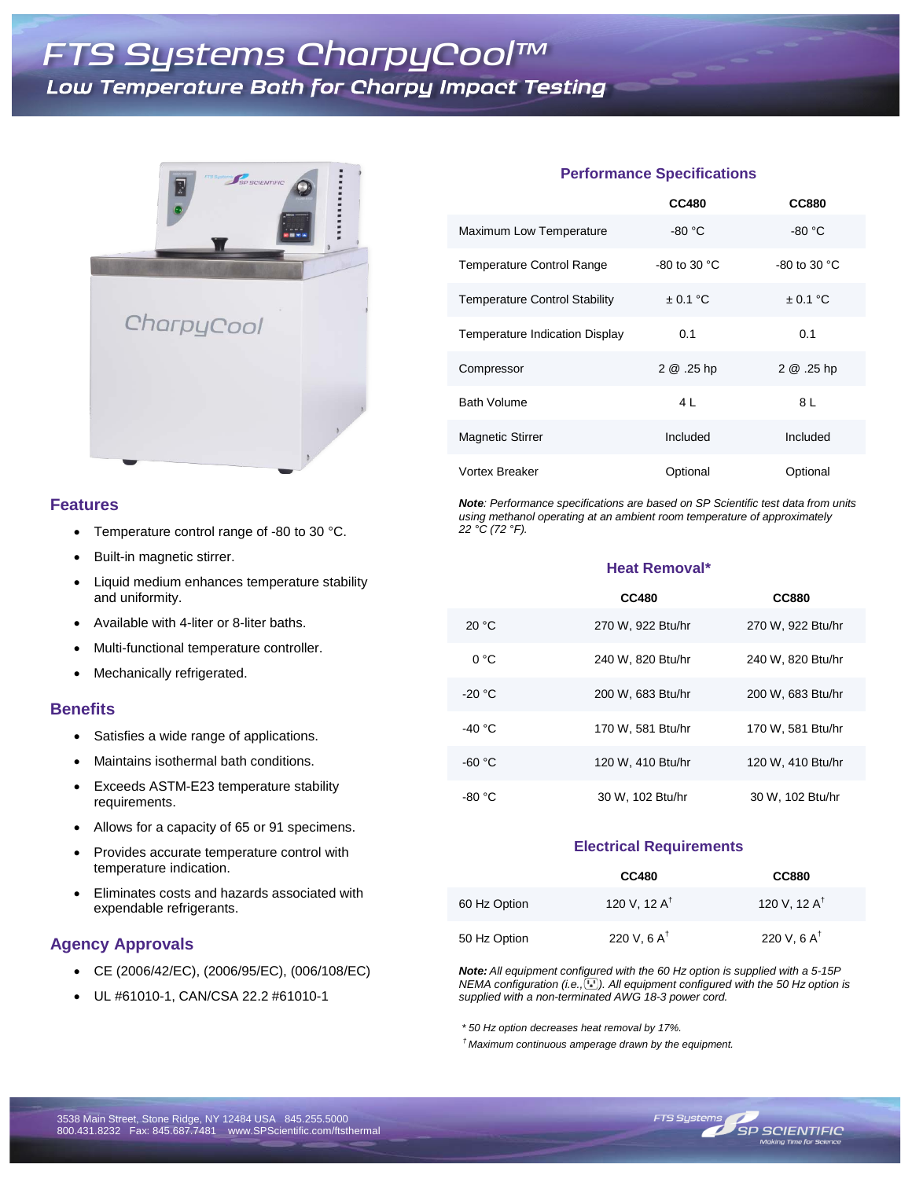# FTS Systems CharpyCool™

## Low Temperature Bath for Charpy Impact Testing

### Features

- Temperature control range of -80 to 30 °C.
- Built-in magnetic stirrer.
- Liquid medium enhances temperature stability and uniformity.
- Available with 4-liter or 8-liter baths.
- Multi-functional temperature controller.
- Mechanically refrigerated.

### Benefits

- Satisfies a wide range of applications.
- Maintains isothermal bath conditions.
- Exceeds ASTM-E23 temperature stability requirements.
- Allows for a capacity of 65 or 91 specimens.
- Provides accurate temperature control with temperature indication.
- Eliminates costs and hazards associated with expendable refrigerants.

### Agency Approvals

- CE (2006/42/EC), (2006/95/EC), (006/108/EC)
- UL #61010-1, CAN/CSA 22.2 #61010-1

### Performance Specifications

| | CC480 | CC880 |
|---|---|---|
| Maximum Low Temperature | -80 °C | -80 °C |
| Temperature Control Range | -80 to 30 °C | -80 to 30 °C |
| Temperature Control Stability | ± 0.1 °C | ± 0.1 °C |
| Temperature Indication Display | 0.1 | 0.1 |
| Compressor | 2 @ .25 hp | 2 @ .25 hp |
| Bath Volume | 4 L | 8 L |
| Magnetic Stirrer | Included | Included |
| Vortex Breaker | Optional | Optional |

***Note***: *Performance specifications are based on SP Scientific test data from units using methanol operating at an ambient room temperature of approximately 22 °C (72 °F).*

### Heat Removal*

| | CC480 | CC880 |
|---|---|---|
| 20 °C | 270 W, 922 Btu/hr | 270 W, 922 Btu/hr |
| 0 °C | 240 W, 820 Btu/hr | 240 W, 820 Btu/hr |
| -20 °C | 200 W, 683 Btu/hr | 200 W, 683 Btu/hr |
| -40 °C | 170 W, 581 Btu/hr | 170 W, 581 Btu/hr |
| -60 °C | 120 W, 410 Btu/hr | 120 W, 410 Btu/hr |
| -80 °C | 30 W, 102 Btu/hr | 30 W, 102 Btu/hr |

### Electrical Requirements

| | CC480 | CC880 |
|---|---|---|
| 60 Hz Option | 120 V, 12 A† | 120 V, 12 A† |
| 50 Hz Option | 220 V, 6 A† | 220 V, 6 A† |

***Note:*** *All equipment configured with the 60 Hz option is supplied with a 5-15P NEMA configuration (i.e., ). All equipment configured with the 50 Hz option is supplied with a non-terminated AWG 18-3 power cord.*

*\* 50 Hz option decreases heat removal by 17%.*

*† Maximum continuous amperage drawn by the equipment.*

3538 Main Street, Stone Ridge, NY 12484 USA 845.255.5000
800.431.8232 Fax: 845.687.7481 www.SPScientific.com/ftsthermal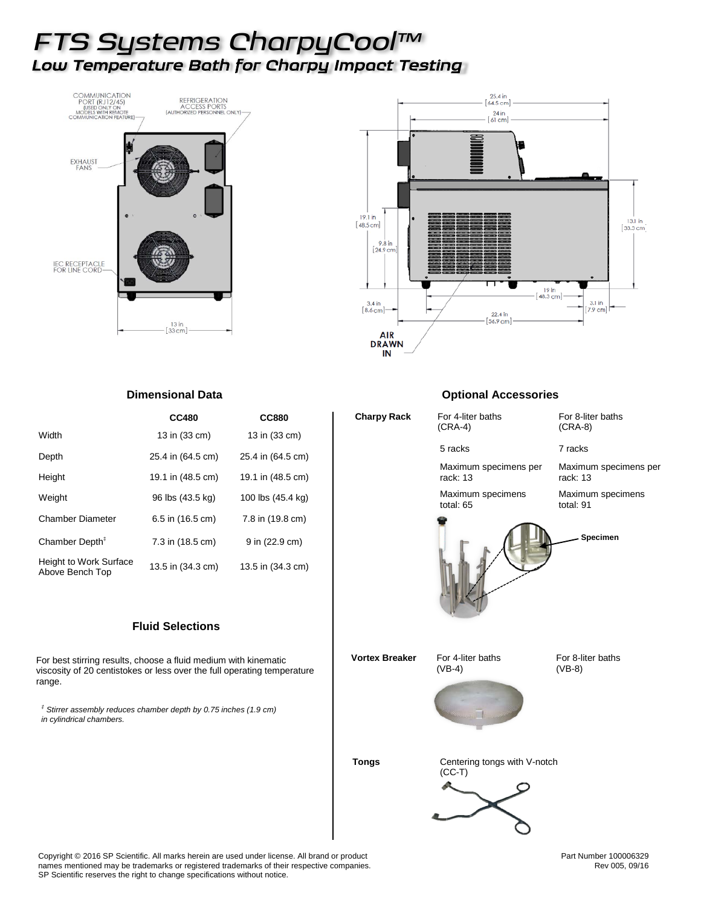# FTS Systems CharpyCool™

## Low Temperature Bath for Charpy Impact Testing

COMMUNICATION PORT (RJ12/45) (USED ONLY ON MODELS WITH REMOTE COMMUNICATION FEATURE)

REFRIGERATION ACCESS PORTS (AUTHORIZED PERSONNEL ONLY)

EXHAUST FANS

IEC RECEPTACLE FOR LINE CORD

13 in [33 cm]

25.4 in [64.5 cm]

24 in [61 cm]

19.1 in [48.5 cm]

9.8 in [24.9 cm]

13.1 in [33.3 cm]

19 in [48.3 cm]

3.4 in [8.6 cm]

22.4 in [56.9 cm]

3.1 in [7.9 cm]

AIR DRAWN IN

### Dimensional Data

| | CC480 | CC880 |
|---|---|---|
| Width | 13 in (33 cm) | 13 in (33 cm) |
| Depth | 25.4 in (64.5 cm) | 25.4 in (64.5 cm) |
| Height | 19.1 in (48.5 cm) | 19.1 in (48.5 cm) |
| Weight | 96 lbs (43.5 kg) | 100 lbs (45.4 kg) |
| Chamber Diameter | 6.5 in (16.5 cm) | 7.8 in (19.8 cm) |
| Chamber Depth‡ | 7.3 in (18.5 cm) | 9 in (22.9 cm) |
| Height to Work Surface Above Bench Top | 13.5 in (34.3 cm) | 13.5 in (34.3 cm) |

### Fluid Selections

For best stirring results, choose a fluid medium with kinematic viscosity of 20 centistokes or less over the full operating temperature range.

*‡ Stirrer assembly reduces chamber depth by 0.75 inches (1.9 cm) in cylindrical chambers.*

### Optional Accessories

| | | |
|---|---|---|
| **Charpy Rack** | For 4-liter baths (CRA-4) | For 8-liter baths (CRA-8) |
| | 5 racks | 7 racks |
| | Maximum specimens per rack: 13 | Maximum specimens per rack: 13 |
| | Maximum specimens total: 65 | Maximum specimens total: 91 |

Specimen

| | | |
|---|---|---|
| **Vortex Breaker** | For 4-liter baths (VB-4) | For 8-liter baths (VB-8) |

| | |
|---|---|
| **Tongs** | Centering tongs with V-notch (CC-T) |

Copyright © 2016 SP Scientific. All marks herein are used under license. All brand or product names mentioned may be trademarks or registered trademarks of their respective companies. SP Scientific reserves the right to change specifications without notice.

Part Number 100006329
Rev 005, 09/16